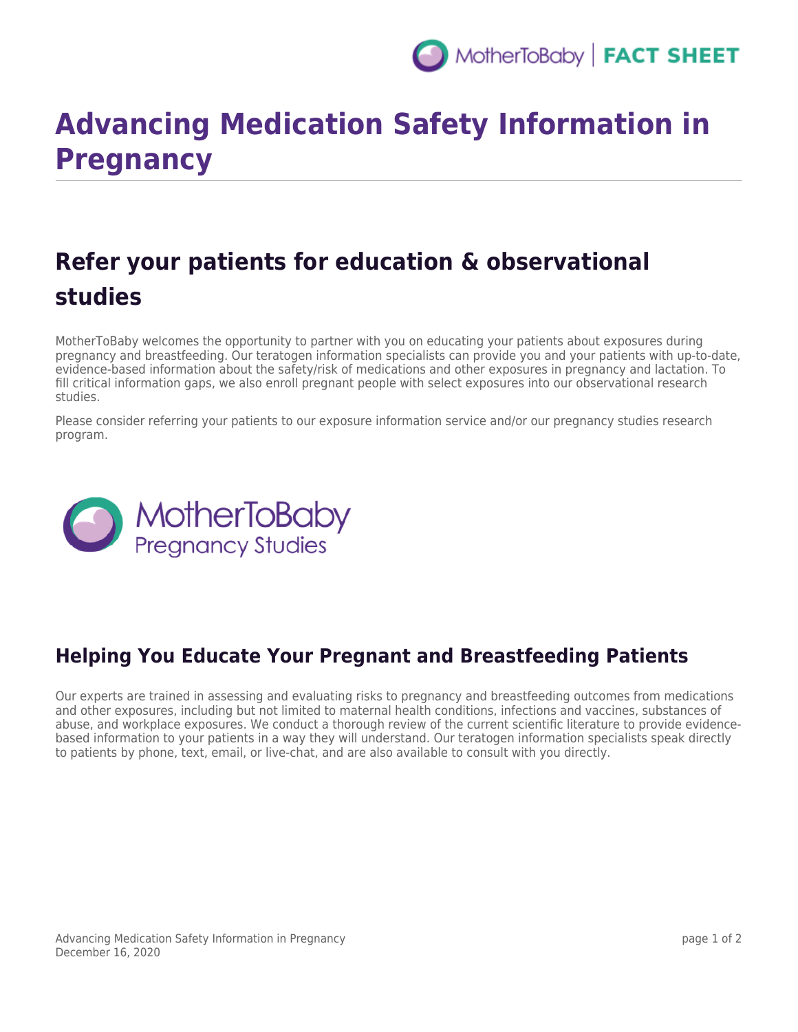# Advancing Medication Safety Information in Pregnancy

## Refer your patients for education & observational studies

MotherToBaby welcomes the opportunity to partner with you on educating your patients about exposures during pregnancy and breastfeeding. Our teratogen information specialists can provide you and your patients with up-to-date, evidence-based information about the safety/risk of medications and other exposures in pregnancy and lactation. To fill critical information gaps, we also enroll pregnant people with select exposures into our observational research studies.

Please consider referring your patients to our exposure information service and/or our pregnancy studies research program.

MotherToBaby
Pregnancy Studies

### Helping You Educate Your Pregnant and Breastfeeding Patients

Our experts are trained in assessing and evaluating risks to pregnancy and breastfeeding outcomes from medications and other exposures, including but not limited to maternal health conditions, infections and vaccines, substances of abuse, and workplace exposures. We conduct a thorough review of the current scientific literature to provide evidence-based information to your patients in a way they will understand. Our teratogen information specialists speak directly to patients by phone, text, email, or live-chat, and are also available to consult with you directly.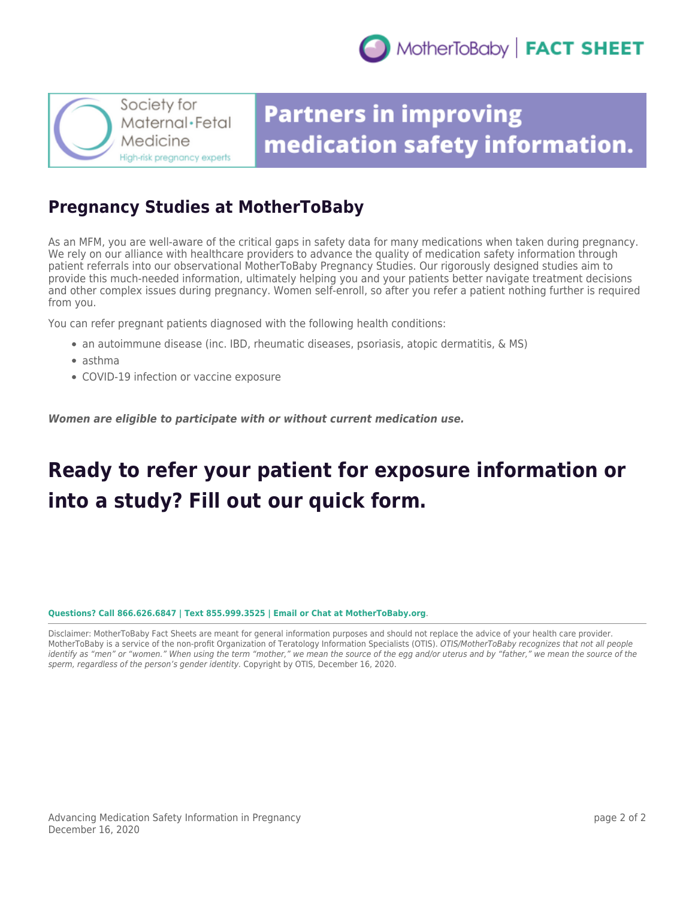**MotherToBaby | FACT SHEET**

**Society for Maternal·Fetal Medicine** — High-risk pregnancy experts

**Partners in improving medication safety information.**

## Pregnancy Studies at MotherToBaby

As an MFM, you are well-aware of the critical gaps in safety data for many medications when taken during pregnancy. We rely on our alliance with healthcare providers to advance the quality of medication safety information through patient referrals into our observational MotherToBaby Pregnancy Studies. Our rigorously designed studies aim to provide this much-needed information, ultimately helping you and your patients better navigate treatment decisions and other complex issues during pregnancy. Women self-enroll, so after you refer a patient nothing further is required from you.

You can refer pregnant patients diagnosed with the following health conditions:

- an autoimmune disease (inc. IBD, rheumatic diseases, psoriasis, atopic dermatitis, & MS)
- asthma
- COVID-19 infection or vaccine exposure

***Women are eligible to participate with or without current medication use.***

# Ready to refer your patient for exposure information or into a study? Fill out our quick form.

**Questions? Call 866.626.6847 | Text 855.999.3525 | Email or Chat at MotherToBaby.org**.

Disclaimer: MotherToBaby Fact Sheets are meant for general information purposes and should not replace the advice of your health care provider. MotherToBaby is a service of the non-profit Organization of Teratology Information Specialists (OTIS). *OTIS/MotherToBaby recognizes that not all people identify as "men" or "women." When using the term "mother," we mean the source of the egg and/or uterus and by "father," we mean the source of the sperm, regardless of the person's gender identity.* Copyright by OTIS, December 16, 2020.